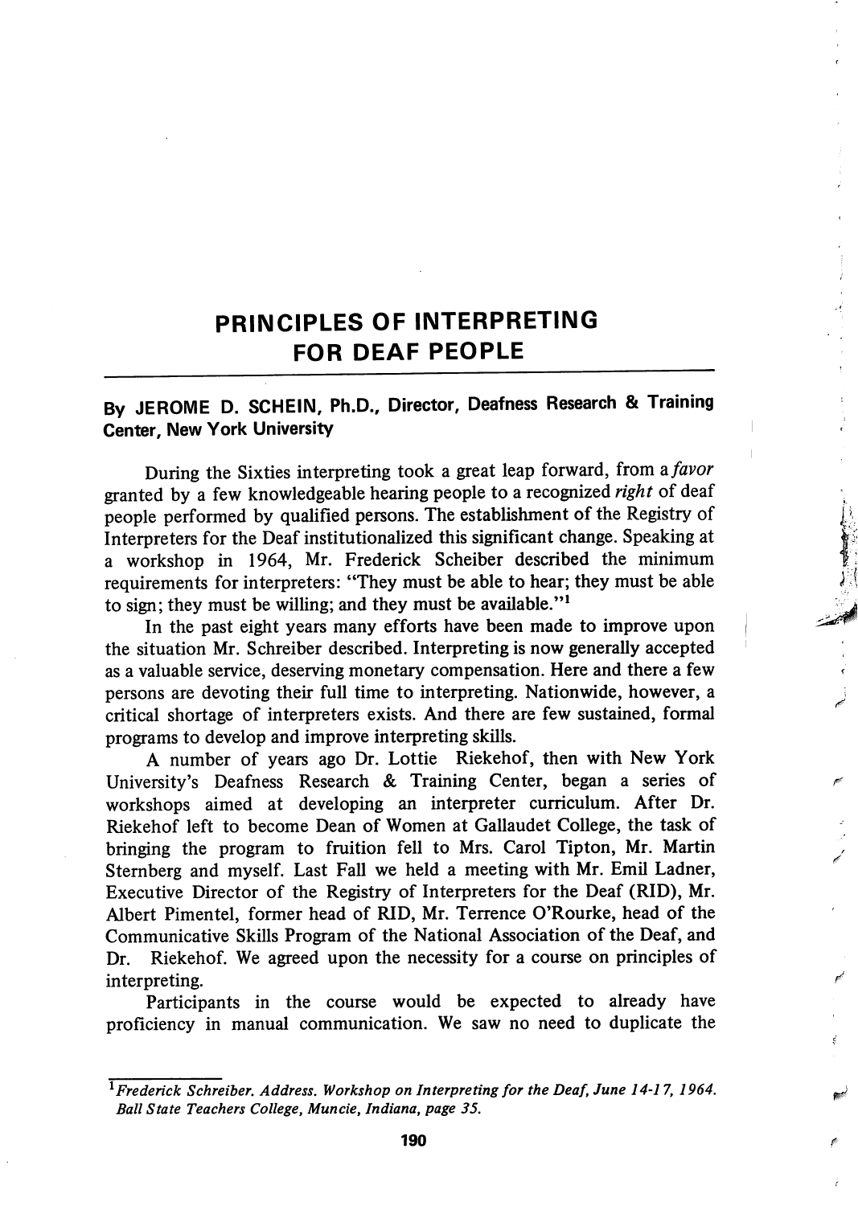# PRINCIPLES OF INTERPRETING FOR DEAF PEOPLE

**By JEROME D. SCHEIN, Ph.D., Director, Deafness Research & Training Center, New York University**

During the Sixties interpreting took a great leap forward, from a *favor* granted by a few knowledgeable hearing people to a recognized *right* of deaf people performed by qualified persons. The establishment of the Registry of Interpreters for the Deaf institutionalized this significant change. Speaking at a workshop in 1964, Mr. Frederick Scheiber described the minimum requirements for interpreters: "They must be able to hear; they must be able to sign; they must be willing; and they must be available."[1]

In the past eight years many efforts have been made to improve upon the situation Mr. Schreiber described. Interpreting is now generally accepted as a valuable service, deserving monetary compensation. Here and there a few persons are devoting their full time to interpreting. Nationwide, however, a critical shortage of interpreters exists. And there are few sustained, formal programs to develop and improve interpreting skills.

A number of years ago Dr. Lottie Riekehof, then with New York University's Deafness Research & Training Center, began a series of workshops aimed at developing an interpreter curriculum. After Dr. Riekehof left to become Dean of Women at Gallaudet College, the task of bringing the program to fruition fell to Mrs. Carol Tipton, Mr. Martin Sternberg and myself. Last Fall we held a meeting with Mr. Emil Ladner, Executive Director of the Registry of Interpreters for the Deaf (RID), Mr. Albert Pimentel, former head of RID, Mr. Terrence O'Rourke, head of the Communicative Skills Program of the National Association of the Deaf, and Dr. Riekehof. We agreed upon the necessity for a course on principles of interpreting.

Participants in the course would be expected to already have proficiency in manual communication. We saw no need to duplicate the

---

[1] *Frederick Schreiber. Address. Workshop on Interpreting for the Deaf, June 14-17, 1964. Ball State Teachers College, Muncie, Indiana, page 35.*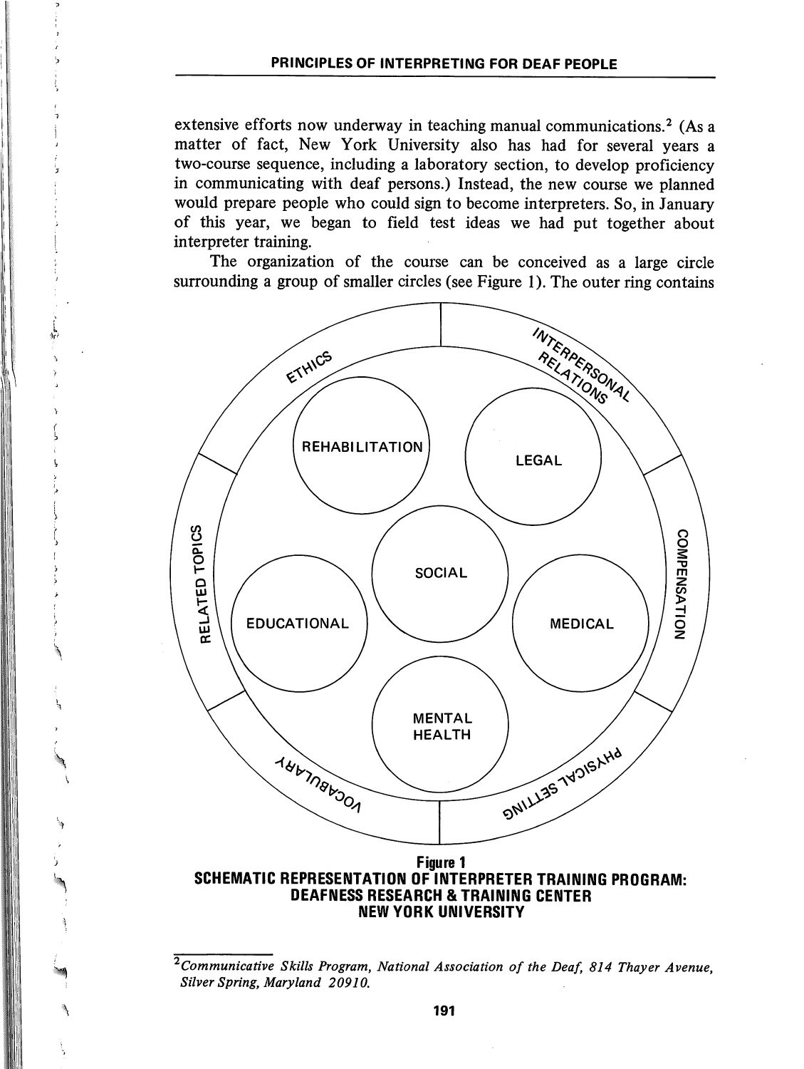extensive efforts now underway in teaching manual communications.[2] (As a matter of fact, New York University also has had for several years a two-course sequence, including a laboratory section, to develop proficiency in communicating with deaf persons.) Instead, the new course we planned would prepare people who could sign to become interpreters. So, in January of this year, we began to field test ideas we had put together about interpreter training.

The organization of the course can be conceived as a large circle surrounding a group of smaller circles (see Figure 1). The outer ring contains

ETHICS | INTERPERSONAL RELATIONS | COMPENSATION | PHYSICAL SETTING | VOCABULARY | RELATED TOPICS

REHABILITATION | LEGAL | SOCIAL | EDUCATIONAL | MEDICAL | MENTAL HEALTH

**Figure 1**
**SCHEMATIC REPRESENTATION OF INTERPRETER TRAINING PROGRAM: DEAFNESS RESEARCH & TRAINING CENTER NEW YORK UNIVERSITY**

---

[2] *Communicative Skills Program, National Association of the Deaf, 814 Thayer Avenue, Silver Spring, Maryland 20910.*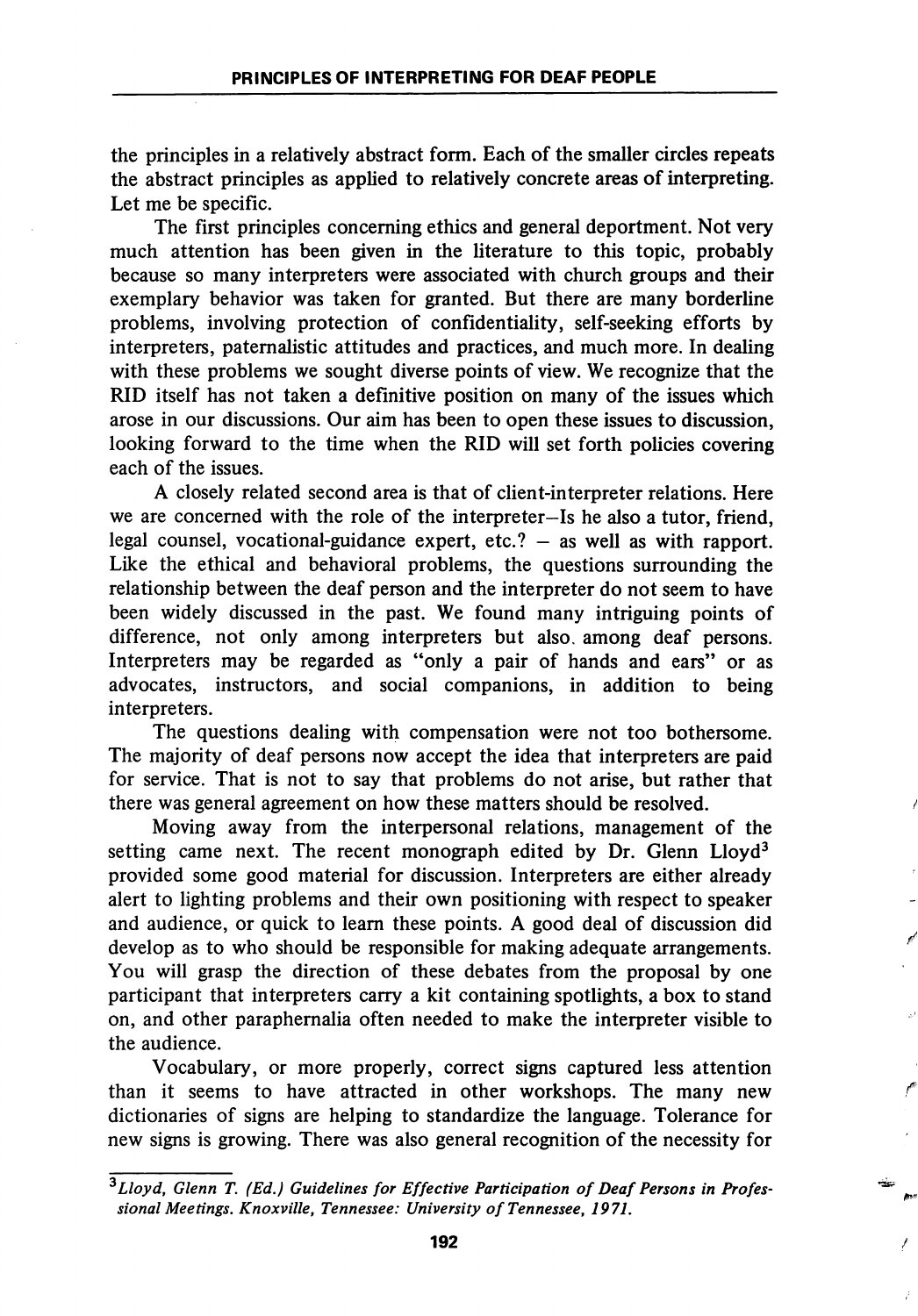the principles in a relatively abstract form. Each of the smaller circles repeats the abstract principles as applied to relatively concrete areas of interpreting. Let me be specific.

The first principles concerning ethics and general deportment. Not very much attention has been given in the literature to this topic, probably because so many interpreters were associated with church groups and their exemplary behavior was taken for granted. But there are many borderline problems, involving protection of confidentiality, self-seeking efforts by interpreters, paternalistic attitudes and practices, and much more. In dealing with these problems we sought diverse points of view. We recognize that the RID itself has not taken a definitive position on many of the issues which arose in our discussions. Our aim has been to open these issues to discussion, looking forward to the time when the RID will set forth policies covering each of the issues.

A closely related second area is that of client-interpreter relations. Here we are concerned with the role of the interpreter–Is he also a tutor, friend, legal counsel, vocational-guidance expert, etc.? – as well as with rapport. Like the ethical and behavioral problems, the questions surrounding the relationship between the deaf person and the interpreter do not seem to have been widely discussed in the past. We found many intriguing points of difference, not only among interpreters but also among deaf persons. Interpreters may be regarded as "only a pair of hands and ears" or as advocates, instructors, and social companions, in addition to being interpreters.

The questions dealing with compensation were not too bothersome. The majority of deaf persons now accept the idea that interpreters are paid for service. That is not to say that problems do not arise, but rather that there was general agreement on how these matters should be resolved.

Moving away from the interpersonal relations, management of the setting came next. The recent monograph edited by Dr. Glenn Lloyd[3] provided some good material for discussion. Interpreters are either already alert to lighting problems and their own positioning with respect to speaker and audience, or quick to learn these points. A good deal of discussion did develop as to who should be responsible for making adequate arrangements. You will grasp the direction of these debates from the proposal by one participant that interpreters carry a kit containing spotlights, a box to stand on, and other paraphernalia often needed to make the interpreter visible to the audience.

Vocabulary, or more properly, correct signs captured less attention than it seems to have attracted in other workshops. The many new dictionaries of signs are helping to standardize the language. Tolerance for new signs is growing. There was also general recognition of the necessity for

---

[3] *Lloyd, Glenn T. (Ed.) Guidelines for Effective Participation of Deaf Persons in Professional Meetings. Knoxville, Tennessee: University of Tennessee, 1971.*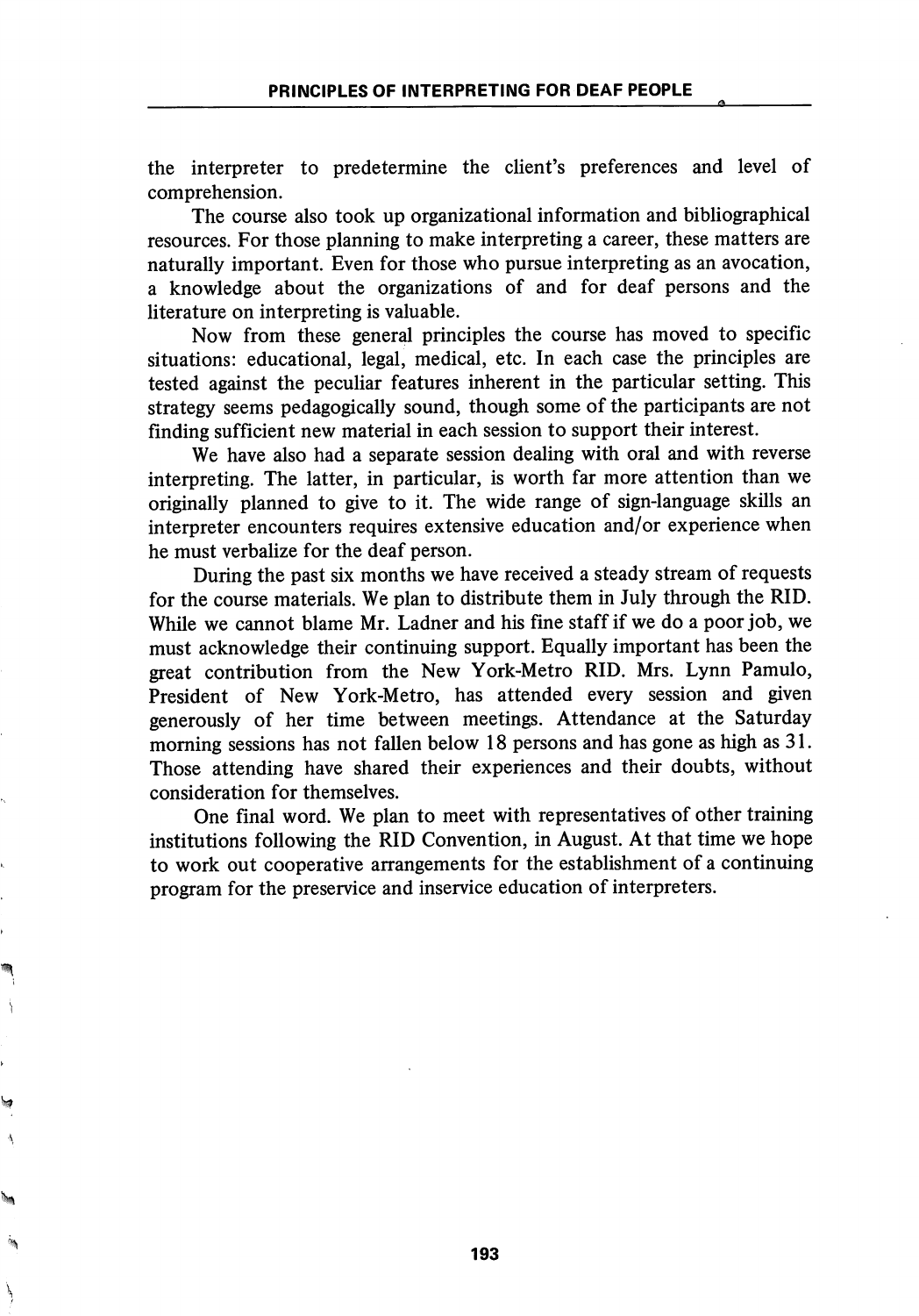the interpreter to predetermine the client's preferences and level of comprehension.

The course also took up organizational information and bibliographical resources. For those planning to make interpreting a career, these matters are naturally important. Even for those who pursue interpreting as an avocation, a knowledge about the organizations of and for deaf persons and the literature on interpreting is valuable.

Now from these general principles the course has moved to specific situations: educational, legal, medical, etc. In each case the principles are tested against the peculiar features inherent in the particular setting. This strategy seems pedagogically sound, though some of the participants are not finding sufficient new material in each session to support their interest.

We have also had a separate session dealing with oral and with reverse interpreting. The latter, in particular, is worth far more attention than we originally planned to give to it. The wide range of sign-language skills an interpreter encounters requires extensive education and/or experience when he must verbalize for the deaf person.

During the past six months we have received a steady stream of requests for the course materials. We plan to distribute them in July through the RID. While we cannot blame Mr. Ladner and his fine staff if we do a poor job, we must acknowledge their continuing support. Equally important has been the great contribution from the New York-Metro RID. Mrs. Lynn Pamulo, President of New York-Metro, has attended every session and given generously of her time between meetings. Attendance at the Saturday morning sessions has not fallen below 18 persons and has gone as high as 31. Those attending have shared their experiences and their doubts, without consideration for themselves.

One final word. We plan to meet with representatives of other training institutions following the RID Convention, in August. At that time we hope to work out cooperative arrangements for the establishment of a continuing program for the preservice and inservice education of interpreters.